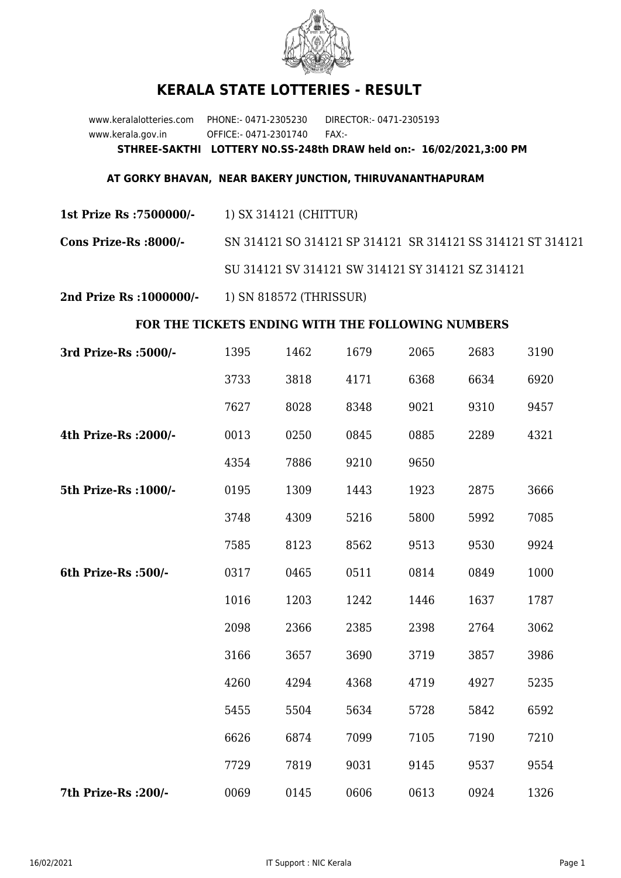# KERALA STATE LOTTERIES - RESULT

www.keralalotteries.com PHONE:- 0471-2305230 DIRECTOR:- 0471-2305193
www.kerala.gov.in OFFICE:- 0471-2301740 FAX:-

**STHREE-SAKTHI LOTTERY NO.SS-248th DRAW held on:- 16/02/2021,3:00 PM**

**AT GORKY BHAVAN, NEAR BAKERY JUNCTION, THIRUVANANTHAPURAM**

**1st Prize Rs :7500000/-** 1) SX 314121 (CHITTUR)

**Cons Prize-Rs :8000/-** SN 314121 SO 314121 SP 314121 SR 314121 SS 314121 ST 314121 SU 314121 SV 314121 SW 314121 SY 314121 SZ 314121

**2nd Prize Rs :1000000/-** 1) SN 818572 (THRISSUR)

**FOR THE TICKETS ENDING WITH THE FOLLOWING NUMBERS**

| | | | | | | |
|---|---|---|---|---|---|---|
| **3rd Prize-Rs :5000/-** | 1395 | 1462 | 1679 | 2065 | 2683 | 3190 |
| | 3733 | 3818 | 4171 | 6368 | 6634 | 6920 |
| | 7627 | 8028 | 8348 | 9021 | 9310 | 9457 |
| **4th Prize-Rs :2000/-** | 0013 | 0250 | 0845 | 0885 | 2289 | 4321 |
| | 4354 | 7886 | 9210 | 9650 | | |
| **5th Prize-Rs :1000/-** | 0195 | 1309 | 1443 | 1923 | 2875 | 3666 |
| | 3748 | 4309 | 5216 | 5800 | 5992 | 7085 |
| | 7585 | 8123 | 8562 | 9513 | 9530 | 9924 |
| **6th Prize-Rs :500/-** | 0317 | 0465 | 0511 | 0814 | 0849 | 1000 |
| | 1016 | 1203 | 1242 | 1446 | 1637 | 1787 |
| | 2098 | 2366 | 2385 | 2398 | 2764 | 3062 |
| | 3166 | 3657 | 3690 | 3719 | 3857 | 3986 |
| | 4260 | 4294 | 4368 | 4719 | 4927 | 5235 |
| | 5455 | 5504 | 5634 | 5728 | 5842 | 6592 |
| | 6626 | 6874 | 7099 | 7105 | 7190 | 7210 |
| | 7729 | 7819 | 9031 | 9145 | 9537 | 9554 |
| **7th Prize-Rs :200/-** | 0069 | 0145 | 0606 | 0613 | 0924 | 1326 |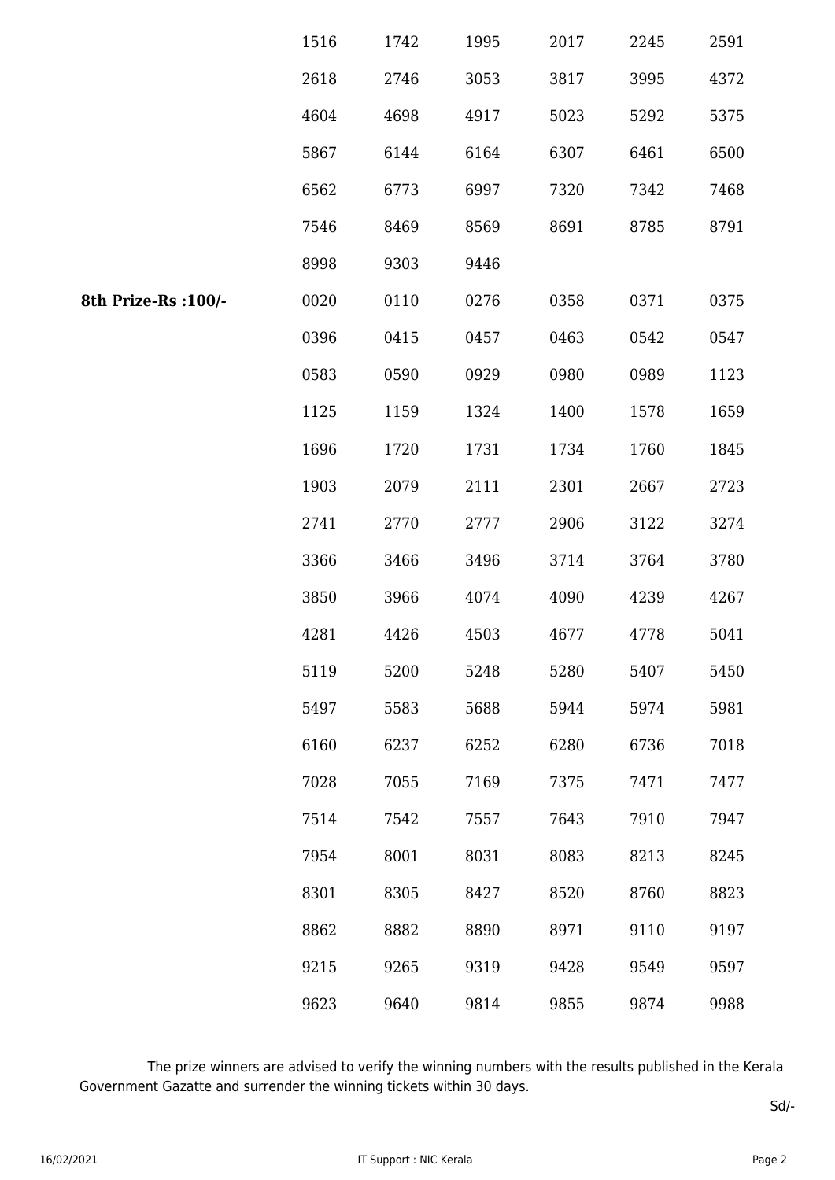| | | | | | | |
|---|---|---|---|---|---|---|
| | 1516 | 1742 | 1995 | 2017 | 2245 | 2591 |
| | 2618 | 2746 | 3053 | 3817 | 3995 | 4372 |
| | 4604 | 4698 | 4917 | 5023 | 5292 | 5375 |
| | 5867 | 6144 | 6164 | 6307 | 6461 | 6500 |
| | 6562 | 6773 | 6997 | 7320 | 7342 | 7468 |
| | 7546 | 8469 | 8569 | 8691 | 8785 | 8791 |
| | 8998 | 9303 | 9446 | | | |
| **8th Prize-Rs :100/-** | 0020 | 0110 | 0276 | 0358 | 0371 | 0375 |
| | 0396 | 0415 | 0457 | 0463 | 0542 | 0547 |
| | 0583 | 0590 | 0929 | 0980 | 0989 | 1123 |
| | 1125 | 1159 | 1324 | 1400 | 1578 | 1659 |
| | 1696 | 1720 | 1731 | 1734 | 1760 | 1845 |
| | 1903 | 2079 | 2111 | 2301 | 2667 | 2723 |
| | 2741 | 2770 | 2777 | 2906 | 3122 | 3274 |
| | 3366 | 3466 | 3496 | 3714 | 3764 | 3780 |
| | 3850 | 3966 | 4074 | 4090 | 4239 | 4267 |
| | 4281 | 4426 | 4503 | 4677 | 4778 | 5041 |
| | 5119 | 5200 | 5248 | 5280 | 5407 | 5450 |
| | 5497 | 5583 | 5688 | 5944 | 5974 | 5981 |
| | 6160 | 6237 | 6252 | 6280 | 6736 | 7018 |
| | 7028 | 7055 | 7169 | 7375 | 7471 | 7477 |
| | 7514 | 7542 | 7557 | 7643 | 7910 | 7947 |
| | 7954 | 8001 | 8031 | 8083 | 8213 | 8245 |
| | 8301 | 8305 | 8427 | 8520 | 8760 | 8823 |
| | 8862 | 8882 | 8890 | 8971 | 9110 | 9197 |
| | 9215 | 9265 | 9319 | 9428 | 9549 | 9597 |
| | 9623 | 9640 | 9814 | 9855 | 9874 | 9988 |

The prize winners are advised to verify the winning numbers with the results published in the Kerala Government Gazatte and surrender the winning tickets within 30 days.

Sd/-

16/02/2021 IT Support : NIC Kerala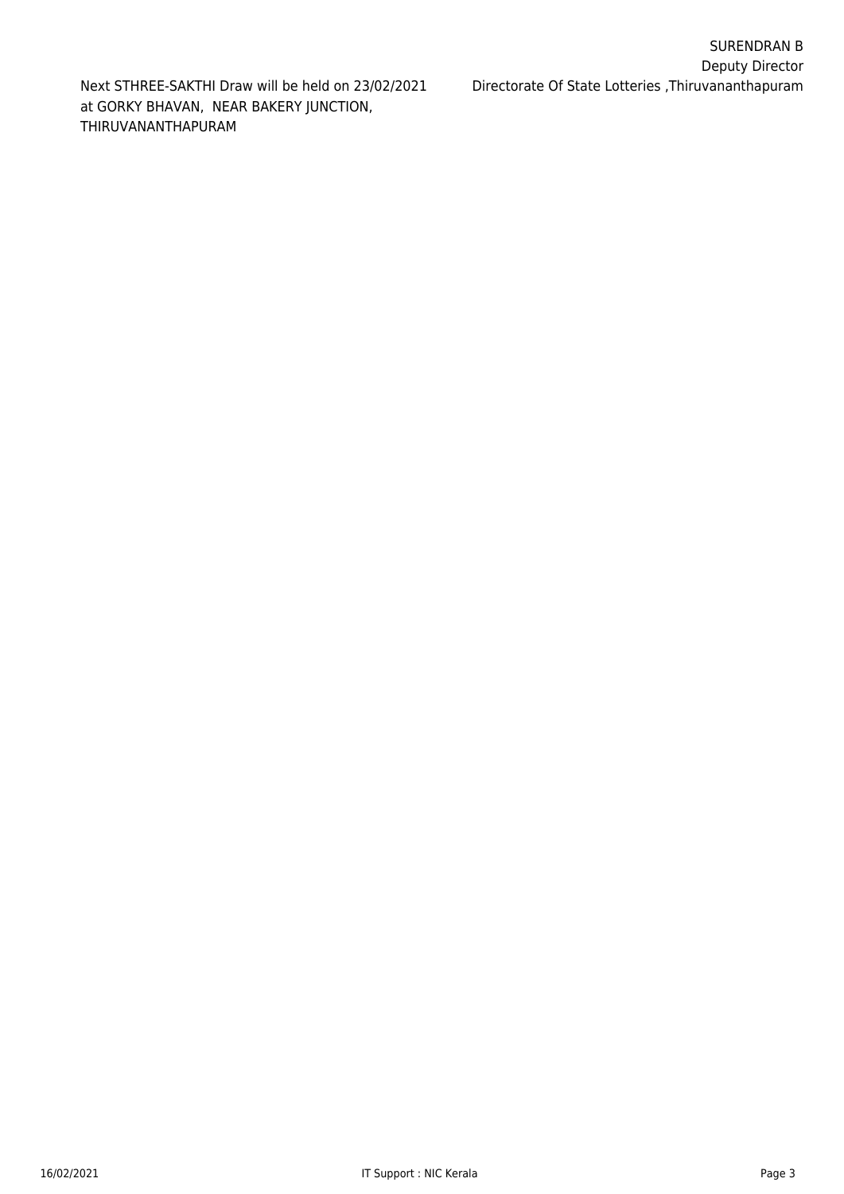SURENDRAN B
Deputy Director
Directorate Of State Lotteries ,Thiruvananthapuram

Next STHREE-SAKTHI Draw will be held on 23/02/2021 at GORKY BHAVAN, NEAR BAKERY JUNCTION, THIRUVANANTHAPURAM

16/02/2021

IT Support : NIC Kerala